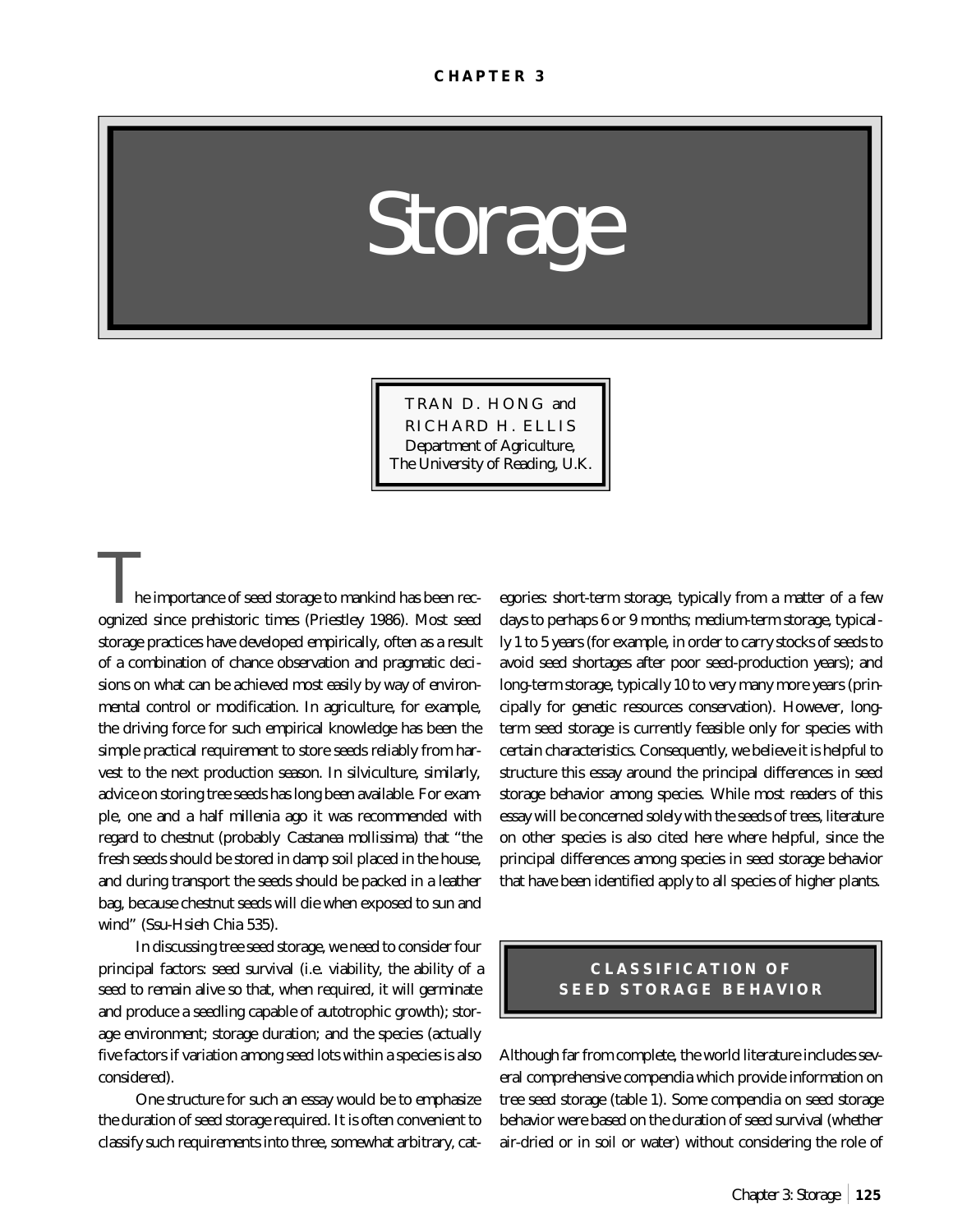CHAPTER 3

# Storage

TRAN D. HONG and
RICHARD H. ELLIS
Department of Agriculture,
The University of Reading, U.K.

The importance of seed storage to mankind has been recognized since prehistoric times (Priestley 1986). Most seed storage practices have developed empirically, often as a result of a combination of chance observation and pragmatic decisions on what can be achieved most easily by way of environmental control or modification. In agriculture, for example, the driving force for such empirical knowledge has been the simple practical requirement to store seeds reliably from harvest to the next production season. In silviculture, similarly, advice on storing tree seeds has long been available. For example, one and a half millenia ago it was recommended with regard to chestnut (probably *Castanea mollissima*) that "the fresh seeds should be stored in damp soil placed in the house, and during transport the seeds should be packed in a leather bag, because chestnut seeds will die when exposed to sun and wind" (Ssu-Hsieh Chia 535).

In discussing tree seed storage, we need to consider four principal factors: seed survival (i.e. viability, the ability of a seed to remain alive so that, when required, it will germinate and produce a seedling capable of autotrophic growth); storage environment; storage duration; and the species (actually five factors if variation among seed lots within a species is also considered).

One structure for such an essay would be to emphasize the duration of seed storage required. It is often convenient to classify such requirements into three, somewhat arbitrary, categories: short-term storage, typically from a matter of a few days to perhaps 6 or 9 months; medium-term storage, typically 1 to 5 years (for example, in order to carry stocks of seeds to avoid seed shortages after poor seed-production years); and long-term storage, typically 10 to very many more years (principally for genetic resources conservation). However, long-term seed storage is currently feasible only for species with certain characteristics. Consequently, we believe it is helpful to structure this essay around the principal differences in seed storage behavior among species. While most readers of this essay will be concerned solely with the seeds of trees, literature on other species is also cited here where helpful, since the principal differences among species in seed storage behavior that have been identified apply to all species of higher plants.

## CLASSIFICATION OF SEED STORAGE BEHAVIOR

Although far from complete, the world literature includes several comprehensive compendia which provide information on tree seed storage (table 1). Some compendia on seed storage behavior were based on the duration of seed survival (whether air-dried or in soil or water) without considering the role of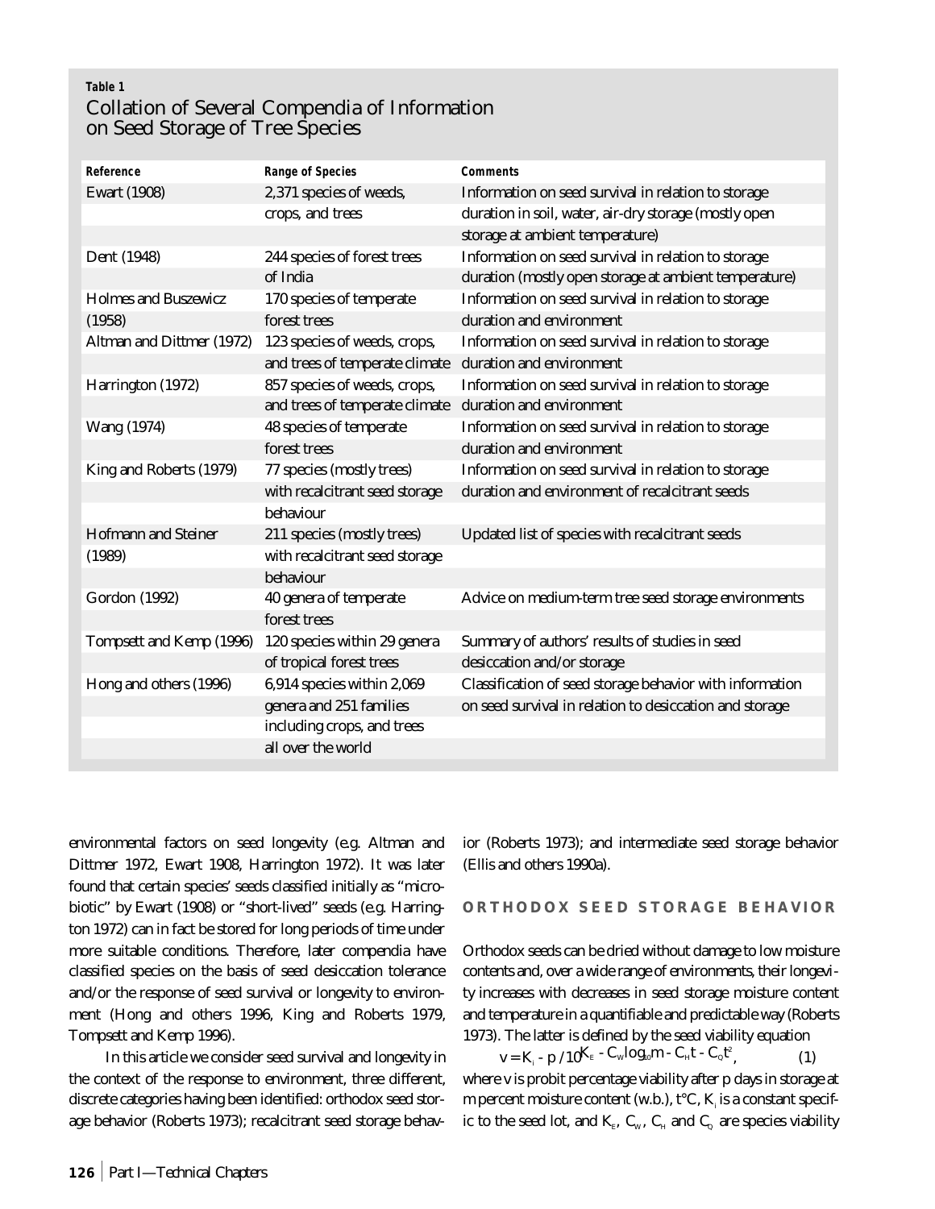**Table 1**
Collation of Several Compendia of Information on Seed Storage of Tree Species

| Reference | Range of Species | Comments |
|---|---|---|
| Ewart (1908) | 2,371 species of weeds, crops, and trees | Information on seed survival in relation to storage duration in soil, water, air-dry storage (mostly open storage at ambient temperature) |
| Dent (1948) | 244 species of forest trees of India | Information on seed survival in relation to storage duration (mostly open storage at ambient temperature) |
| Holmes and Buszewicz (1958) | 170 species of temperate forest trees | Information on seed survival in relation to storage duration and environment |
| Altman and Dittmer (1972) | 123 species of weeds, crops, and trees of temperate climate | Information on seed survival in relation to storage duration and environment |
| Harrington (1972) | 857 species of weeds, crops, and trees of temperate climate | Information on seed survival in relation to storage duration and environment |
| Wang (1974) | 48 species of temperate forest trees | Information on seed survival in relation to storage duration and environment |
| King and Roberts (1979) | 77 species (mostly trees) with recalcitrant seed storage behaviour | Information on seed survival in relation to storage duration and environment of recalcitrant seeds |
| Hofmann and Steiner (1989) | 211 species (mostly trees) with recalcitrant seed storage behaviour | Updated list of species with recalcitrant seeds |
| Gordon (1992) | 40 genera of temperate forest trees | Advice on medium-term tree seed storage environments |
| Tompsett and Kemp (1996) | 120 species within 29 genera of tropical forest trees | Summary of authors' results of studies in seed desiccation and/or storage |
| Hong and others (1996) | 6,914 species within 2,069 genera and 251 families including crops, and trees all over the world | Classification of seed storage behavior with information on seed survival in relation to desiccation and storage |

environmental factors on seed longevity (e.g. Altman and Dittmer 1972, Ewart 1908, Harrington 1972). It was later found that certain species' seeds classified initially as "microbiotic" by Ewart (1908) or "short-lived" seeds (e.g. Harrington 1972) can in fact be stored for long periods of time under more suitable conditions. Therefore, later compendia have classified species on the basis of seed desiccation tolerance and/or the response of seed survival or longevity to environment (Hong and others 1996, King and Roberts 1979, Tompsett and Kemp 1996).

In this article we consider seed survival and longevity in the context of the response to environment, three different, discrete categories having been identified: orthodox seed storage behavior (Roberts 1973); recalcitrant seed storage behavior (Roberts 1973); and intermediate seed storage behavior (Ellis and others 1990a).

## ORTHODOX SEED STORAGE BEHAVIOR

Orthodox seeds can be dried without damage to low moisture contents and, over a wide range of environments, their longevity increases with decreases in seed storage moisture content and temperature in a quantifiable and predictable way (Roberts 1973). The latter is defined by the seed viability equation

$$v = K_I - p / 10^{K_E - C_W \log_{10} m - C_H t - C_Q t^2}, \qquad (1)$$

where v is probit percentage viability after p days in storage at m percent moisture content (w.b.), t°C, $K_I$ is a constant specific to the seed lot, and $K_E$, $C_W$, $C_H$ and $C_Q$ are species viability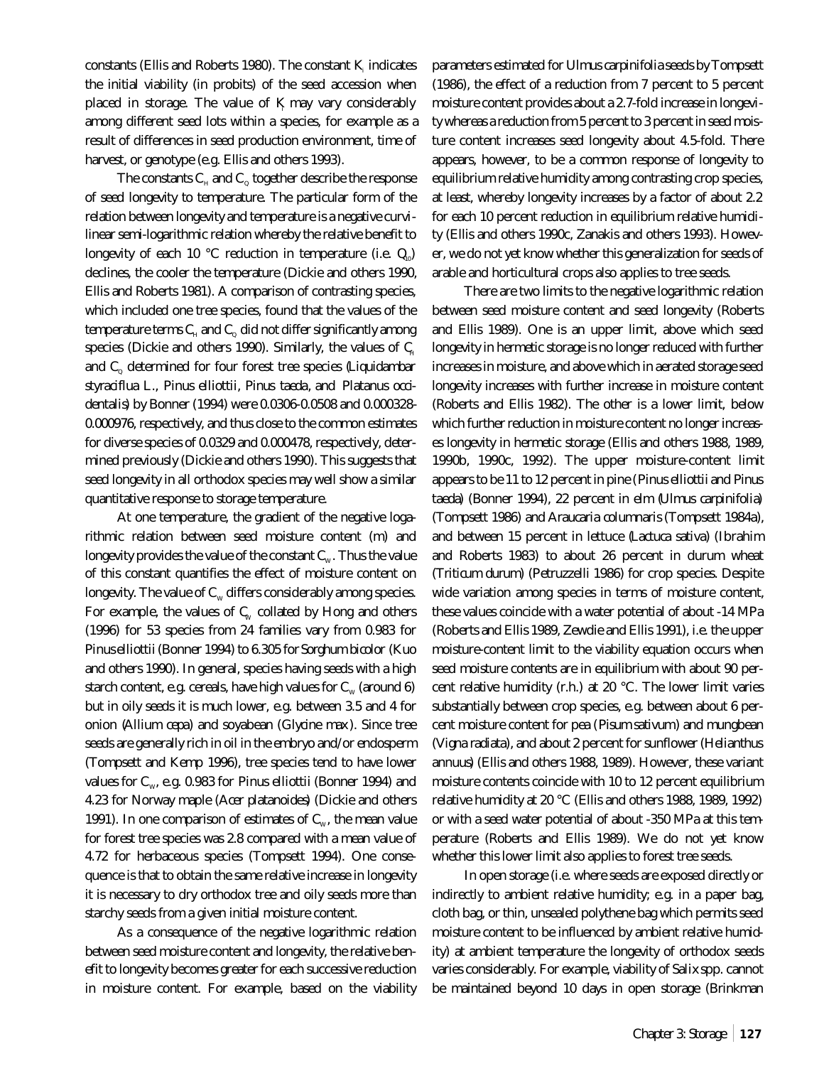constants (Ellis and Roberts 1980). The constant $K_i$ indicates the initial viability (in probits) of the seed accession when placed in storage. The value of $K_i$ may vary considerably among different seed lots within a species, for example as a result of differences in seed production environment, time of harvest, or genotype (e.g. Ellis and others 1993).

The constants $C_H$ and $C_Q$ together describe the response of seed longevity to temperature. The particular form of the relation between longevity and temperature is a negative curvilinear semi-logarithmic relation whereby the relative benefit to longevity of each 10 °C reduction in temperature (i.e. $Q_{10}$) declines, the cooler the temperature (Dickie and others 1990, Ellis and Roberts 1981). A comparison of contrasting species, which included one tree species, found that the values of the temperature terms $C_H$ and $C_Q$ did not differ significantly among species (Dickie and others 1990). Similarly, the values of $C_H$ and $C_Q$ determined for four forest tree species (*Liquidambar styraciflua* L., *Pinus elliottii*, *Pinus taeda*, and *Platanus occidentalis*) by Bonner (1994) were 0.0306-0.0508 and 0.000328-0.000976, respectively, and thus close to the common estimates for diverse species of 0.0329 and 0.000478, respectively, determined previously (Dickie and others 1990). This suggests that seed longevity in all orthodox species may well show a similar quantitative response to storage temperature.

At one temperature, the gradient of the negative logarithmic relation between seed moisture content (m) and longevity provides the value of the constant $C_W$. Thus the value of this constant quantifies the effect of moisture content on longevity. The value of $C_W$ differs considerably among species. For example, the values of $C_W$ collated by Hong and others (1996) for 53 species from 24 families vary from 0.983 for *Pinus elliottii* (Bonner 1994) to 6.305 for *Sorghum bicolor* (Kuo and others 1990). In general, species having seeds with a high starch content, e.g. cereals, have high values for $C_W$ (around 6) but in oily seeds it is much lower, e.g. between 3.5 and 4 for onion (*Allium cepa*) and soyabean (*Glycine max*). Since tree seeds are generally rich in oil in the embryo and/or endosperm (Tompsett and Kemp 1996), tree species tend to have lower values for $C_W$, e.g. 0.983 for *Pinus elliottii* (Bonner 1994) and 4.23 for Norway maple (*Acer platanoides*) (Dickie and others 1991). In one comparison of estimates of $C_W$, the mean value for forest tree species was 2.8 compared with a mean value of 4.72 for herbaceous species (Tompsett 1994). One consequence is that to obtain the same relative increase in longevity it is necessary to dry orthodox tree and oily seeds more than starchy seeds from a given initial moisture content.

As a consequence of the negative logarithmic relation between seed moisture content and longevity, the relative benefit to longevity becomes greater for each successive reduction in moisture content. For example, based on the viability parameters estimated for *Ulmus carpinifolia* seeds by Tompsett (1986), the effect of a reduction from 7 percent to 5 percent moisture content provides about a 2.7-fold increase in longevity whereas a reduction from 5 percent to 3 percent in seed moisture content increases seed longevity about 4.5-fold. There appears, however, to be a common response of longevity to equilibrium relative humidity among contrasting crop species, at least, whereby longevity increases by a factor of about 2.2 for each 10 percent reduction in equilibrium relative humidity (Ellis and others 1990c, Zanakis and others 1993). However, we do not yet know whether this generalization for seeds of arable and horticultural crops also applies to tree seeds.

There are two limits to the negative logarithmic relation between seed moisture content and seed longevity (Roberts and Ellis 1989). One is an upper limit, above which seed longevity in hermetic storage is no longer reduced with further increases in moisture, and above which in aerated storage seed longevity increases with further increase in moisture content (Roberts and Ellis 1982). The other is a lower limit, below which further reduction in moisture content no longer increases longevity in hermetic storage (Ellis and others 1988, 1989, 1990b, 1990c, 1992). The upper moisture-content limit appears to be 11 to 12 percent in pine (*Pinus elliottii* and *Pinus taeda*) (Bonner 1994), 22 percent in elm (*Ulmus carpinifolia*) (Tompsett 1986) and *Araucaria columnaris* (Tompsett 1984a), and between 15 percent in lettuce (*Lactuca sativa*) (Ibrahim and Roberts 1983) to about 26 percent in durum wheat (*Triticum durum*) (Petruzzelli 1986) for crop species. Despite wide variation among species in terms of moisture content, these values coincide with a water potential of about -14 MPa (Roberts and Ellis 1989, Zewdie and Ellis 1991), i.e. the upper moisture-content limit to the viability equation occurs when seed moisture contents are in equilibrium with about 90 percent relative humidity (r.h.) at 20 °C. The lower limit varies substantially between crop species, e.g. between about 6 percent moisture content for pea (*Pisum sativum*) and mungbean (*Vigna radiata*), and about 2 percent for sunflower (*Helianthus annuus*) (Ellis and others 1988, 1989). However, these variant moisture contents coincide with 10 to 12 percent equilibrium relative humidity at 20 °C (Ellis and others 1988, 1989, 1992) or with a seed water potential of about -350 MPa at this temperature (Roberts and Ellis 1989). We do not yet know whether this lower limit also applies to forest tree seeds.

In open storage (i.e. where seeds are exposed directly or indirectly to ambient relative humidity; e.g. in a paper bag, cloth bag, or thin, unsealed polythene bag which permits seed moisture content to be influenced by ambient relative humidity) at ambient temperature the longevity of orthodox seeds varies considerably. For example, viability of *Salix* spp. cannot be maintained beyond 10 days in open storage (Brinkman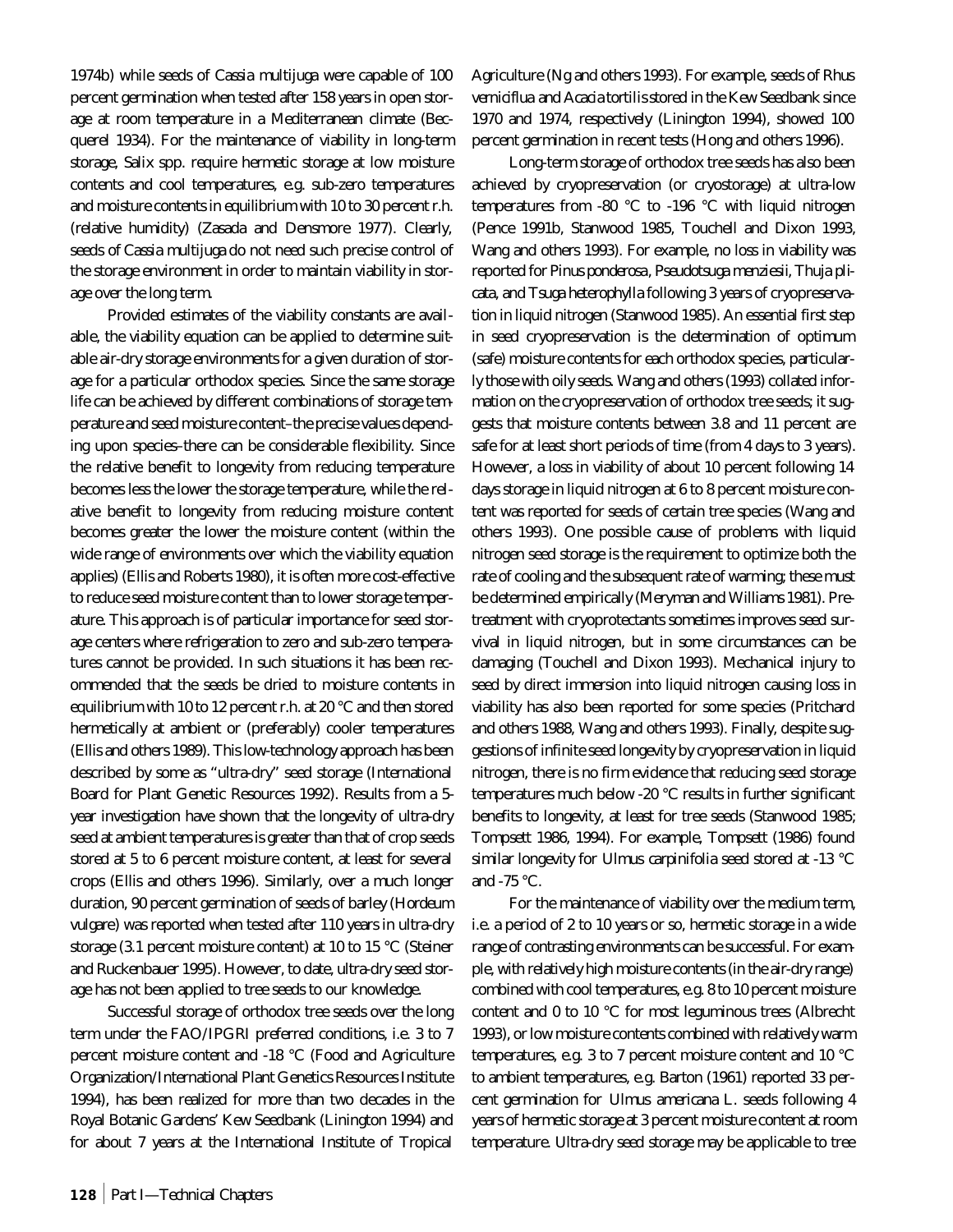1974b) while seeds of *Cassia multijuga* were capable of 100 percent germination when tested after 158 years in open storage at room temperature in a Mediterranean climate (Becquerel 1934). For the maintenance of viability in long-term storage, *Salix* spp. require hermetic storage at low moisture contents and cool temperatures, e.g. sub-zero temperatures and moisture contents in equilibrium with 10 to 30 percent r.h. (relative humidity) (Zasada and Densmore 1977). Clearly, seeds of *Cassia multijuga* do not need such precise control of the storage environment in order to maintain viability in storage over the long term.

Provided estimates of the viability constants are available, the viability equation can be applied to determine suitable air-dry storage environments for a given duration of storage for a particular orthodox species. Since the same storage life can be achieved by different combinations of storage temperature and seed moisture content–the precise values depending upon species–there can be considerable flexibility. Since the relative benefit to longevity from reducing temperature becomes less the lower the storage temperature, while the relative benefit to longevity from reducing moisture content becomes greater the lower the moisture content (within the wide range of environments over which the viability equation applies) (Ellis and Roberts 1980), it is often more cost-effective to reduce seed moisture content than to lower storage temperature. This approach is of particular importance for seed storage centers where refrigeration to zero and sub-zero temperatures cannot be provided. In such situations it has been recommended that the seeds be dried to moisture contents in equilibrium with 10 to 12 percent r.h. at 20 °C and then stored hermetically at ambient or (preferably) cooler temperatures (Ellis and others 1989). This low-technology approach has been described by some as "ultra-dry" seed storage (International Board for Plant Genetic Resources 1992). Results from a 5-year investigation have shown that the longevity of ultra-dry seed at ambient temperatures is greater than that of crop seeds stored at 5 to 6 percent moisture content, at least for several crops (Ellis and others 1996). Similarly, over a much longer duration, 90 percent germination of seeds of barley (*Hordeum vulgare*) was reported when tested after 110 years in ultra-dry storage (3.1 percent moisture content) at 10 to 15 °C (Steiner and Ruckenbauer 1995). However, to date, ultra-dry seed storage has not been applied to tree seeds to our knowledge.

Successful storage of orthodox tree seeds over the long term under the FAO/IPGRI preferred conditions, i.e. 3 to 7 percent moisture content and -18 °C (Food and Agriculture Organization/International Plant Genetics Resources Institute 1994), has been realized for more than two decades in the Royal Botanic Gardens' Kew Seedbank (Linington 1994) and for about 7 years at the International Institute of Tropical Agriculture (Ng and others 1993). For example, seeds of *Rhus verniciflua* and *Acacia tortilis* stored in the Kew Seedbank since 1970 and 1974, respectively (Linington 1994), showed 100 percent germination in recent tests (Hong and others 1996).

Long-term storage of orthodox tree seeds has also been achieved by cryopreservation (or cryostorage) at ultra-low temperatures from -80 °C to -196 °C with liquid nitrogen (Pence 1991b, Stanwood 1985, Touchell and Dixon 1993, Wang and others 1993). For example, no loss in viability was reported for *Pinus ponderosa*, *Pseudotsuga menziesii*, *Thuja plicata*, and *Tsuga heterophylla* following 3 years of cryopreservation in liquid nitrogen (Stanwood 1985). An essential first step in seed cryopreservation is the determination of optimum (safe) moisture contents for each orthodox species, particularly those with oily seeds. Wang and others (1993) collated information on the cryopreservation of orthodox tree seeds; it suggests that moisture contents between 3.8 and 11 percent are safe for at least short periods of time (from 4 days to 3 years). However, a loss in viability of about 10 percent following 14 days storage in liquid nitrogen at 6 to 8 percent moisture content was reported for seeds of certain tree species (Wang and others 1993). One possible cause of problems with liquid nitrogen seed storage is the requirement to optimize both the rate of cooling and the subsequent rate of warming; these must be determined empirically (Meryman and Williams 1981). Pretreatment with cryoprotectants sometimes improves seed survival in liquid nitrogen, but in some circumstances can be damaging (Touchell and Dixon 1993). Mechanical injury to seed by direct immersion into liquid nitrogen causing loss in viability has also been reported for some species (Pritchard and others 1988, Wang and others 1993). Finally, despite suggestions of infinite seed longevity by cryopreservation in liquid nitrogen, there is no firm evidence that reducing seed storage temperatures much below -20 °C results in further significant benefits to longevity, at least for tree seeds (Stanwood 1985; Tompsett 1986, 1994). For example, Tompsett (1986) found similar longevity for *Ulmus carpinifolia* seed stored at -13 °C and -75 °C.

For the maintenance of viability over the medium term, i.e. a period of 2 to 10 years or so, hermetic storage in a wide range of contrasting environments can be successful. For example, with relatively high moisture contents (in the air-dry range) combined with cool temperatures, e.g. 8 to 10 percent moisture content and 0 to 10 °C for most leguminous trees (Albrecht 1993), or low moisture contents combined with relatively warm temperatures, e.g. 3 to 7 percent moisture content and 10 °C to ambient temperatures, e.g. Barton (1961) reported 33 percent germination for *Ulmus americana* L. seeds following 4 years of hermetic storage at 3 percent moisture content at room temperature. Ultra-dry seed storage may be applicable to tree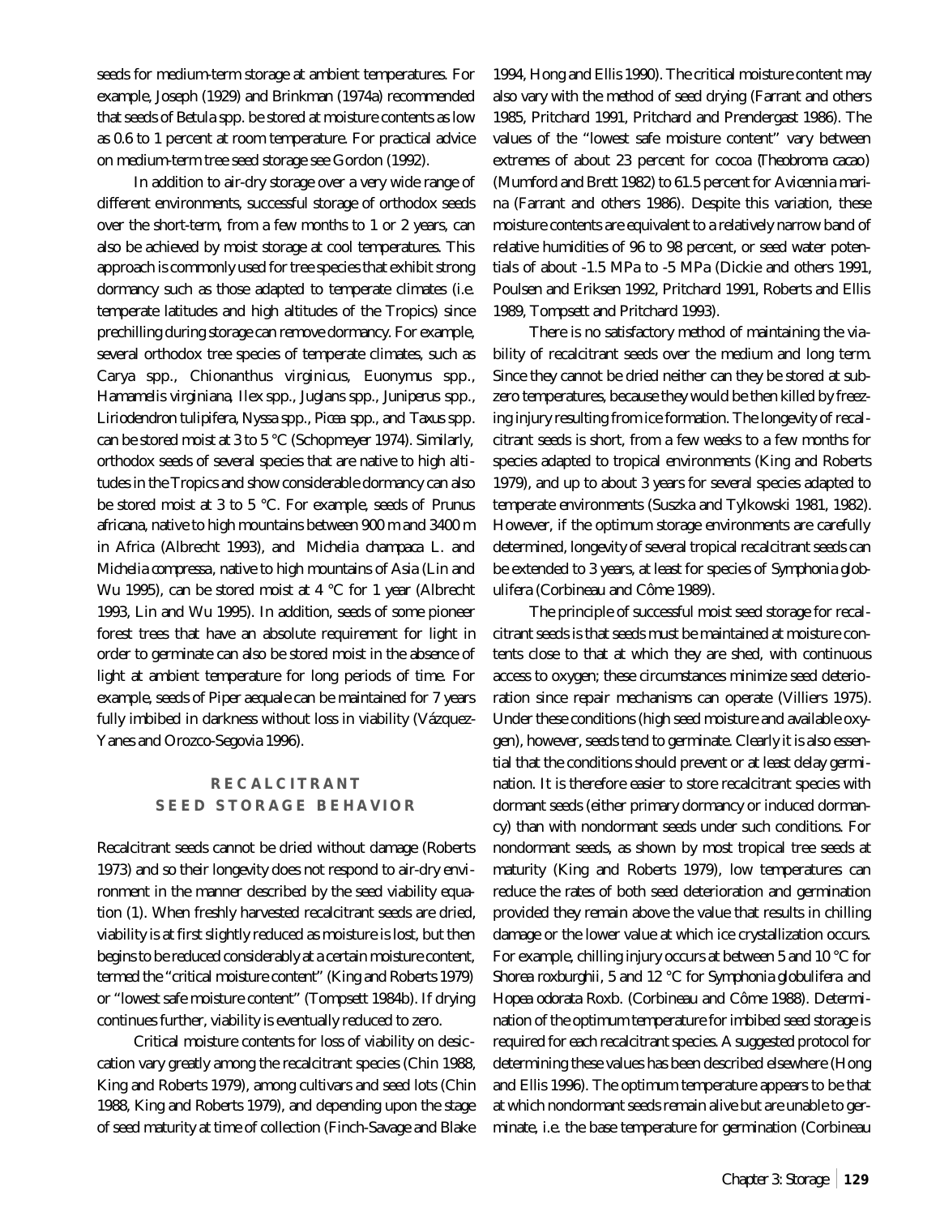seeds for medium-term storage at ambient temperatures. For example, Joseph (1929) and Brinkman (1974a) recommended that seeds of *Betula* spp. be stored at moisture contents as low as 0.6 to 1 percent at room temperature. For practical advice on medium-term tree seed storage see Gordon (1992).

In addition to air-dry storage over a very wide range of different environments, successful storage of orthodox seeds over the short-term, from a few months to 1 or 2 years, can also be achieved by moist storage at cool temperatures. This approach is commonly used for tree species that exhibit strong dormancy such as those adapted to temperate climates (i.e. temperate latitudes and high altitudes of the Tropics) since prechilling during storage can remove dormancy. For example, several orthodox tree species of temperate climates, such as *Carya* spp., *Chionanthus virginicus*, *Euonymus* spp., *Hamamelis virginiana*, *Ilex* spp., *Juglans* spp., *Juniperus* spp., *Liriodendron tulipifera*, *Nyssa* spp., *Picea* spp., and *Taxus* spp. can be stored moist at 3 to 5 °C (Schopmeyer 1974). Similarly, orthodox seeds of several species that are native to high altitudes in the Tropics and show considerable dormancy can also be stored moist at 3 to 5 °C. For example, seeds of *Prunus africana*, native to high mountains between 900 m and 3400 m in Africa (Albrecht 1993), and *Michelia champaca* L. and *Michelia compressa*, native to high mountains of Asia (Lin and Wu 1995), can be stored moist at 4 °C for 1 year (Albrecht 1993, Lin and Wu 1995). In addition, seeds of some pioneer forest trees that have an absolute requirement for light in order to germinate can also be stored moist in the absence of light at ambient temperature for long periods of time. For example, seeds of *Piper aequale* can be maintained for 7 years fully imbibed in darkness without loss in viability (Vázquez-Yanes and Orozco-Segovia 1996).

## RECALCITRANT SEED STORAGE BEHAVIOR

Recalcitrant seeds cannot be dried without damage (Roberts 1973) and so their longevity does not respond to air-dry environment in the manner described by the seed viability equation (1). When freshly harvested recalcitrant seeds are dried, viability is at first slightly reduced as moisture is lost, but then begins to be reduced considerably at a certain moisture content, termed the "critical moisture content" (King and Roberts 1979) or "lowest safe moisture content" (Tompsett 1984b). If drying continues further, viability is eventually reduced to zero.

Critical moisture contents for loss of viability on desiccation vary greatly among the recalcitrant species (Chin 1988, King and Roberts 1979), among cultivars and seed lots (Chin 1988, King and Roberts 1979), and depending upon the stage of seed maturity at time of collection (Finch-Savage and Blake 1994, Hong and Ellis 1990). The critical moisture content may also vary with the method of seed drying (Farrant and others 1985, Pritchard 1991, Pritchard and Prendergast 1986). The values of the "lowest safe moisture content" vary between extremes of about 23 percent for cocoa (*Theobroma cacao*) (Mumford and Brett 1982) to 61.5 percent for *Avicennia marina* (Farrant and others 1986). Despite this variation, these moisture contents are equivalent to a relatively narrow band of relative humidities of 96 to 98 percent, or seed water potentials of about -1.5 MPa to -5 MPa (Dickie and others 1991, Poulsen and Eriksen 1992, Pritchard 1991, Roberts and Ellis 1989, Tompsett and Pritchard 1993).

There is no satisfactory method of maintaining the viability of recalcitrant seeds over the medium and long term. Since they cannot be dried neither can they be stored at subzero temperatures, because they would be then killed by freezing injury resulting from ice formation. The longevity of recalcitrant seeds is short, from a few weeks to a few months for species adapted to tropical environments (King and Roberts 1979), and up to about 3 years for several species adapted to temperate environments (Suszka and Tylkowski 1981, 1982). However, if the optimum storage environments are carefully determined, longevity of several tropical recalcitrant seeds can be extended to 3 years, at least for species of *Symphonia globulifera* (Corbineau and Côme 1989).

The principle of successful moist seed storage for recalcitrant seeds is that seeds must be maintained at moisture contents close to that at which they are shed, with continuous access to oxygen; these circumstances minimize seed deterioration since repair mechanisms can operate (Villiers 1975). Under these conditions (high seed moisture and available oxygen), however, seeds tend to germinate. Clearly it is also essential that the conditions should prevent or at least delay germination. It is therefore easier to store recalcitrant species with dormant seeds (either primary dormancy or induced dormancy) than with nondormant seeds under such conditions. For nondormant seeds, as shown by most tropical tree seeds at maturity (King and Roberts 1979), low temperatures can reduce the rates of both seed deterioration and germination provided they remain above the value that results in chilling damage or the lower value at which ice crystallization occurs. For example, chilling injury occurs at between 5 and 10 °C for *Shorea roxburghii*, 5 and 12 °C for *Symphonia globulifera* and *Hopea odorata* Roxb. (Corbineau and Côme 1988). Determination of the optimum temperature for imbibed seed storage is required for each recalcitrant species. A suggested protocol for determining these values has been described elsewhere (Hong and Ellis 1996). The optimum temperature appears to be that at which nondormant seeds remain alive but are unable to germinate, i.e. the base temperature for germination (Corbineau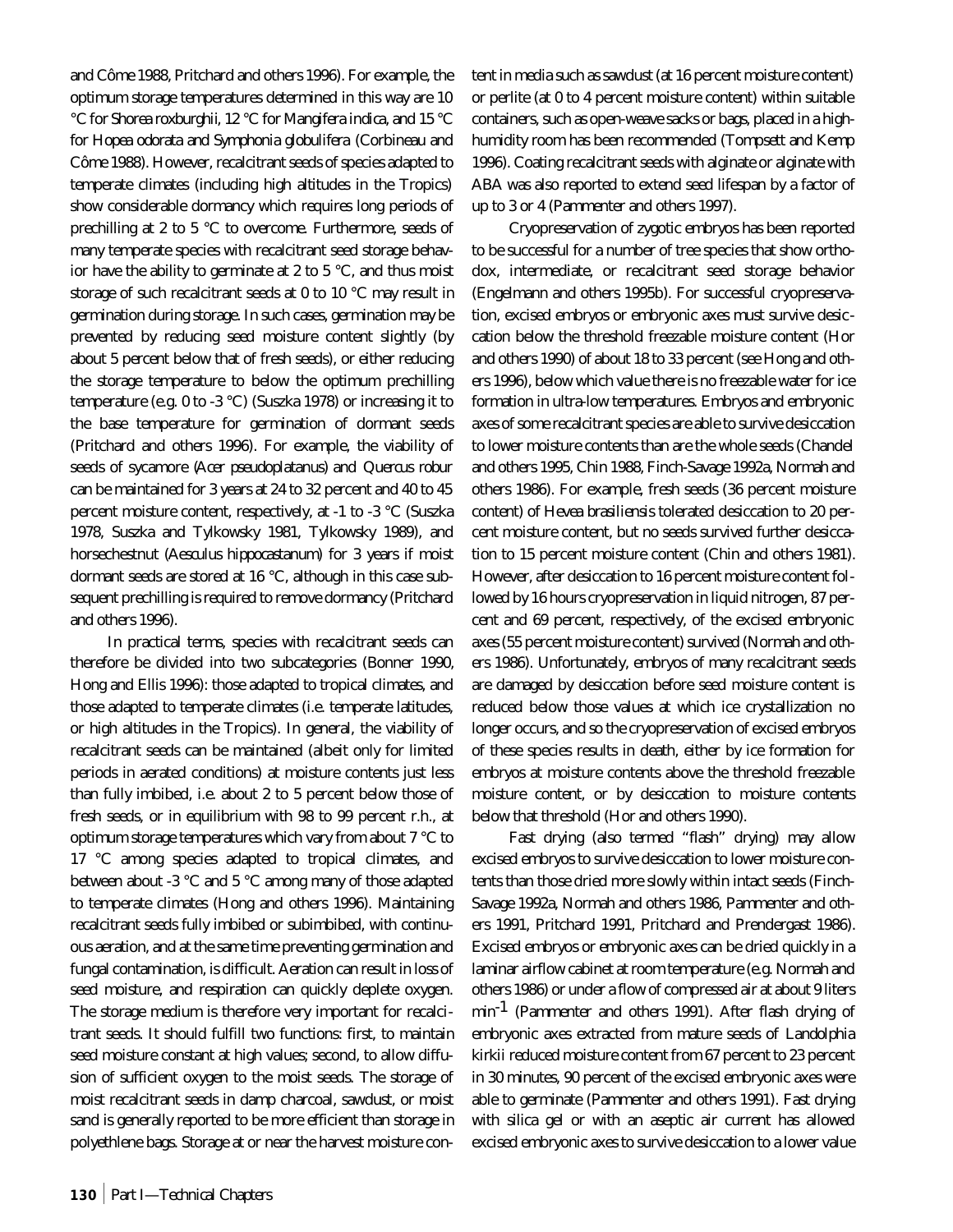and Côme 1988, Pritchard and others 1996). For example, the optimum storage temperatures determined in this way are 10 °C for *Shorea roxburghii*, 12 °C for *Mangifera indica*, and 15 °C for *Hopea odorata* and *Symphonia globulifera* (Corbineau and Côme 1988). However, recalcitrant seeds of species adapted to temperate climates (including high altitudes in the Tropics) show considerable dormancy which requires long periods of prechilling at 2 to 5 °C to overcome. Furthermore, seeds of many temperate species with recalcitrant seed storage behavior have the ability to germinate at 2 to 5 °C, and thus moist storage of such recalcitrant seeds at 0 to 10 °C may result in germination during storage. In such cases, germination may be prevented by reducing seed moisture content slightly (by about 5 percent below that of fresh seeds), or either reducing the storage temperature to below the optimum prechilling temperature (e.g. 0 to -3 °C) (Suszka 1978) or increasing it to the base temperature for germination of dormant seeds (Pritchard and others 1996). For example, the viability of seeds of sycamore (*Acer pseudoplatanus*) and *Quercus robur* can be maintained for 3 years at 24 to 32 percent and 40 to 45 percent moisture content, respectively, at -1 to -3 °C (Suszka 1978, Suszka and Tylkowsky 1981, Tylkowsky 1989), and horsechestnut (*Aesculus hippocastanum*) for 3 years if moist dormant seeds are stored at 16 °C, although in this case subsequent prechilling is required to remove dormancy (Pritchard and others 1996).

In practical terms, species with recalcitrant seeds can therefore be divided into two subcategories (Bonner 1990, Hong and Ellis 1996): those adapted to tropical climates, and those adapted to temperate climates (i.e. temperate latitudes, or high altitudes in the Tropics). In general, the viability of recalcitrant seeds can be maintained (albeit only for limited periods in aerated conditions) at moisture contents just less than fully imbibed, i.e. about 2 to 5 percent below those of fresh seeds, or in equilibrium with 98 to 99 percent r.h., at optimum storage temperatures which vary from about 7 °C to 17 °C among species adapted to tropical climates, and between about -3 °C and 5 °C among many of those adapted to temperate climates (Hong and others 1996). Maintaining recalcitrant seeds fully imbibed or subimbibed, with continuous aeration, and at the same time preventing germination and fungal contamination, is difficult. Aeration can result in loss of seed moisture, and respiration can quickly deplete oxygen. The storage medium is therefore very important for recalcitrant seeds. It should fulfill two functions: first, to maintain seed moisture constant at high values; second, to allow diffusion of sufficient oxygen to the moist seeds. The storage of moist recalcitrant seeds in damp charcoal, sawdust, or moist sand is generally reported to be more efficient than storage in polyethlene bags. Storage at or near the harvest moisture content in media such as sawdust (at 16 percent moisture content) or perlite (at 0 to 4 percent moisture content) within suitable containers, such as open-weave sacks or bags, placed in a high-humidity room has been recommended (Tompsett and Kemp 1996). Coating recalcitrant seeds with alginate or alginate with ABA was also reported to extend seed lifespan by a factor of up to 3 or 4 (Pammenter and others 1997).

Cryopreservation of zygotic embryos has been reported to be successful for a number of tree species that show orthodox, intermediate, or recalcitrant seed storage behavior (Engelmann and others 1995b). For successful cryopreservation, excised embryos or embryonic axes must survive desiccation below the threshold freezable moisture content (Hor and others 1990) of about 18 to 33 percent (see Hong and others 1996), below which value there is no freezable water for ice formation in ultra-low temperatures. Embryos and embryonic axes of some recalcitrant species are able to survive desiccation to lower moisture contents than are the whole seeds (Chandel and others 1995, Chin 1988, Finch-Savage 1992a, Normah and others 1986). For example, fresh seeds (36 percent moisture content) of *Hevea brasiliensis* tolerated desiccation to 20 percent moisture content, but no seeds survived further desiccation to 15 percent moisture content (Chin and others 1981). However, after desiccation to 16 percent moisture content followed by 16 hours cryopreservation in liquid nitrogen, 87 percent and 69 percent, respectively, of the excised embryonic axes (55 percent moisture content) survived (Normah and others 1986). Unfortunately, embryos of many recalcitrant seeds are damaged by desiccation before seed moisture content is reduced below those values at which ice crystallization no longer occurs, and so the cryopreservation of excised embryos of these species results in death, either by ice formation for embryos at moisture contents above the threshold freezable moisture content, or by desiccation to moisture contents below that threshold (Hor and others 1990).

Fast drying (also termed "flash" drying) may allow excised embryos to survive desiccation to lower moisture contents than those dried more slowly within intact seeds (Finch-Savage 1992a, Normah and others 1986, Pammenter and others 1991, Pritchard 1991, Pritchard and Prendergast 1986). Excised embryos or embryonic axes can be dried quickly in a laminar airflow cabinet at room temperature (e.g. Normah and others 1986) or under a flow of compressed air at about 9 liters $min^{-1}$ (Pammenter and others 1991). After flash drying of embryonic axes extracted from mature seeds of *Landolphia kirkii* reduced moisture content from 67 percent to 23 percent in 30 minutes, 90 percent of the excised embryonic axes were able to germinate (Pammenter and others 1991). Fast drying with silica gel or with an aseptic air current has allowed excised embryonic axes to survive desiccation to a lower value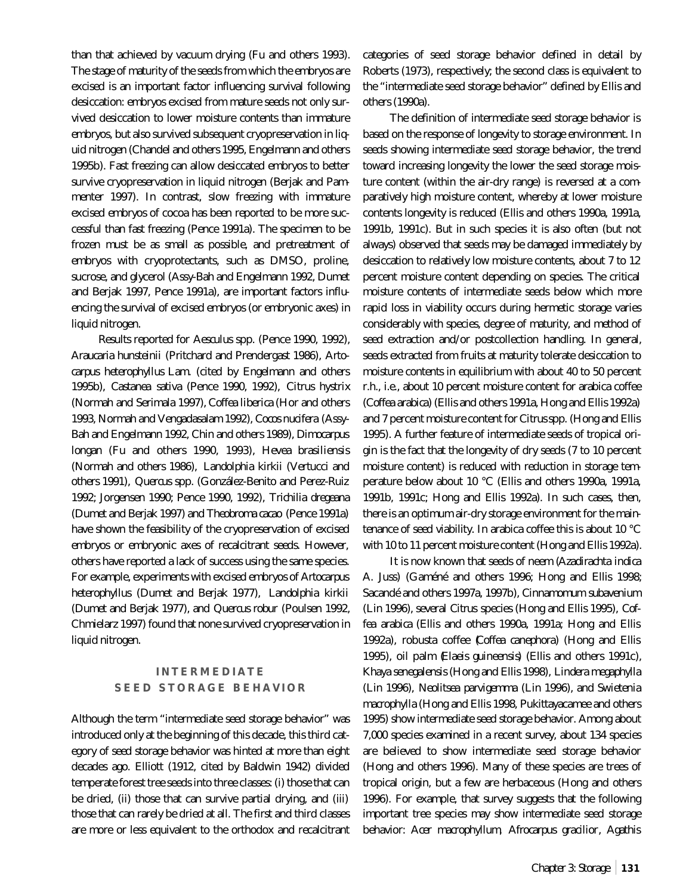than that achieved by vacuum drying (Fu and others 1993). The stage of maturity of the seeds from which the embryos are excised is an important factor influencing survival following desiccation: embryos excised from mature seeds not only survived desiccation to lower moisture contents than immature embryos, but also survived subsequent cryopreservation in liquid nitrogen (Chandel and others 1995, Engelmann and others 1995b). Fast freezing can allow desiccated embryos to better survive cryopreservation in liquid nitrogen (Berjak and Pammenter 1997). In contrast, slow freezing with immature excised embryos of cocoa has been reported to be more successful than fast freezing (Pence 1991a). The specimen to be frozen must be as small as possible, and pretreatment of embryos with cryoprotectants, such as DMSO, proline, sucrose, and glycerol (Assy-Bah and Engelmann 1992, Dumet and Berjak 1997, Pence 1991a), are important factors influencing the survival of excised embryos (or embryonic axes) in liquid nitrogen.

Results reported for *Aesculus* spp. (Pence 1990, 1992), *Araucaria hunsteinii* (Pritchard and Prendergast 1986), *Artocarpus heterophyllus* Lam. (cited by Engelmann and others 1995b), *Castanea sativa* (Pence 1990, 1992), *Citrus hystrix* (Normah and Serimala 1997), *Coffea liberica* (Hor and others 1993, Normah and Vengadasalam 1992), *Cocos nucifera* (Assy-Bah and Engelmann 1992, Chin and others 1989), *Dimocarpus longan* (Fu and others 1990, 1993), *Hevea brasiliensis* (Normah and others 1986), *Landolphia kirkii* (Vertucci and others 1991), *Quercus* spp. (González-Benito and Perez-Ruiz 1992; Jorgensen 1990; Pence 1990, 1992), *Trichilia dregeana* (Dumet and Berjak 1997) and *Theobroma cacao* (Pence 1991a) have shown the feasibility of the cryopreservation of excised embryos or embryonic axes of recalcitrant seeds. However, others have reported a lack of success using the same species. For example, experiments with excised embryos of *Artocarpus heterophyllus* (Dumet and Berjak 1977), *Landolphia kirkii* (Dumet and Berjak 1977), and *Quercus robur* (Poulsen 1992, Chmielarz 1997) found that none survived cryopreservation in liquid nitrogen.

## INTERMEDIATE SEED STORAGE BEHAVIOR

Although the term "intermediate seed storage behavior" was introduced only at the beginning of this decade, this third category of seed storage behavior was hinted at more than eight decades ago. Elliott (1912, cited by Baldwin 1942) divided temperate forest tree seeds into three classes: (i) those that can be dried, (ii) those that can survive partial drying, and (iii) those that can rarely be dried at all. The first and third classes are more or less equivalent to the orthodox and recalcitrant categories of seed storage behavior defined in detail by Roberts (1973), respectively; the second class is equivalent to the "intermediate seed storage behavior" defined by Ellis and others (1990a).

The definition of intermediate seed storage behavior is based on the response of longevity to storage environment. In seeds showing intermediate seed storage behavior, the trend toward increasing longevity the lower the seed storage moisture content (within the air-dry range) is reversed at a comparatively high moisture content, whereby at lower moisture contents longevity is reduced (Ellis and others 1990a, 1991a, 1991b, 1991c). But in such species it is also often (but not always) observed that seeds may be damaged immediately by desiccation to relatively low moisture contents, about 7 to 12 percent moisture content depending on species. The critical moisture contents of intermediate seeds below which more rapid loss in viability occurs during hermetic storage varies considerably with species, degree of maturity, and method of seed extraction and/or postcollection handling. In general, seeds extracted from fruits at maturity tolerate desiccation to moisture contents in equilibrium with about 40 to 50 percent r.h., i.e., about 10 percent moisture content for arabica coffee (*Coffea arabica*) (Ellis and others 1991a, Hong and Ellis 1992a) and 7 percent moisture content for *Citrus* spp. (Hong and Ellis 1995). A further feature of intermediate seeds of tropical origin is the fact that the longevity of dry seeds (7 to 10 percent moisture content) is reduced with reduction in storage temperature below about 10 °C (Ellis and others 1990a, 1991a, 1991b, 1991c; Hong and Ellis 1992a). In such cases, then, there is an optimum air-dry storage environment for the maintenance of seed viability. In arabica coffee this is about 10 °C with 10 to 11 percent moisture content (Hong and Ellis 1992a).

It is now known that seeds of neem (*Azadirachta indica* A. Juss) (Gaméné and others 1996; Hong and Ellis 1998; Sacandé and others 1997a, 1997b), *Cinnamomum subavenium* (Lin 1996), several *Citrus* species (Hong and Ellis 1995), *Coffea arabica* (Ellis and others 1990a, 1991a; Hong and Ellis 1992a), robusta coffee (*Coffea canephora*) (Hong and Ellis 1995), oil palm (*Elaeis guineensis*) (Ellis and others 1991c), *Khaya senegalensis* (Hong and Ellis 1998), *Lindera megaphylla* (Lin 1996), *Neolitsea parvigemma* (Lin 1996), and *Swietenia macrophylla* (Hong and Ellis 1998, Pukittayacamee and others 1995) show intermediate seed storage behavior. Among about 7,000 species examined in a recent survey, about 134 species are believed to show intermediate seed storage behavior (Hong and others 1996). Many of these species are trees of tropical origin, but a few are herbaceous (Hong and others 1996). For example, that survey suggests that the following important tree species may show intermediate seed storage behavior: *Acer macrophyllum*, *Afrocarpus gracilior*, *Agathis*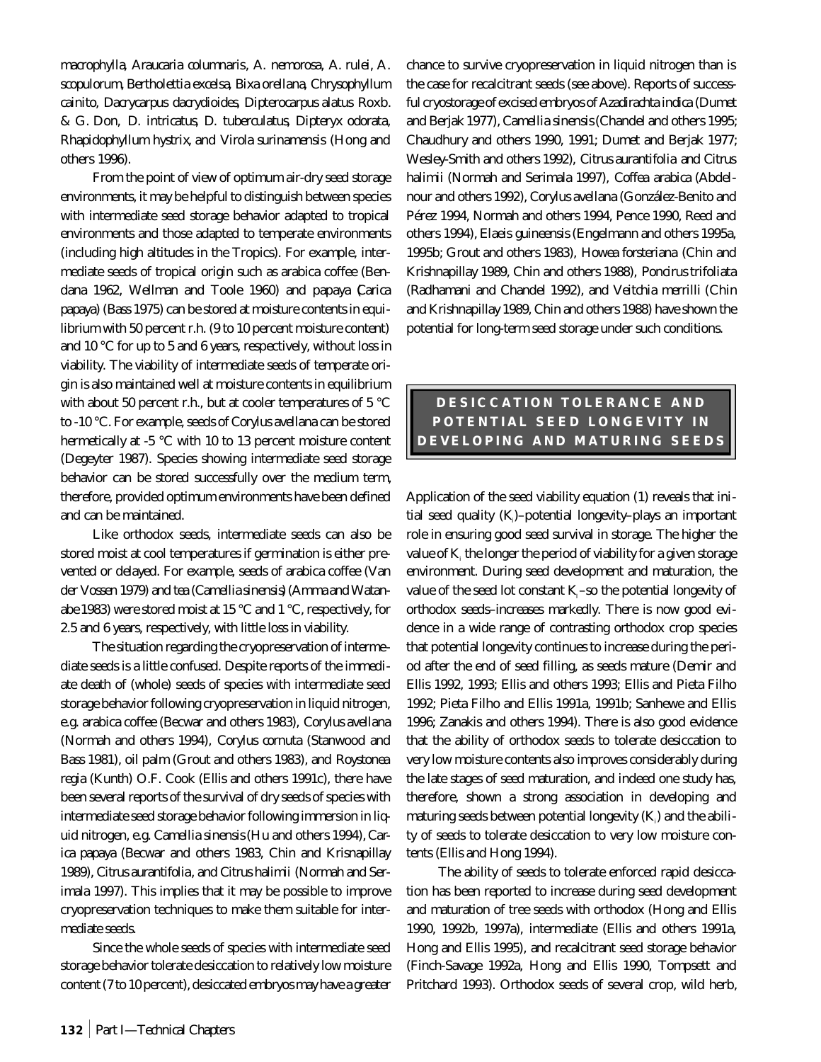*macrophylla, Araucaria columnaris, A. nemorosa, A. rulei, A. scopulorum, Bertholettia excelsa, Bixa orellana, Chrysophyllum cainito, Dacrycarpus dacrydioides, Dipterocarpus alatus* Roxb. & G. Don, *D. intricatus, D. tuberculatus, Dipteryx odorata, Rhapidophyllum hystrix*, and *Virola surinamensis* (Hong and others 1996).

From the point of view of optimum air-dry seed storage environments, it may be helpful to distinguish between species with intermediate seed storage behavior adapted to tropical environments and those adapted to temperate environments (including high altitudes in the Tropics). For example, intermediate seeds of tropical origin such as arabica coffee (Bendana 1962, Wellman and Toole 1960) and papaya (*Carica papaya*) (Bass 1975) can be stored at moisture contents in equilibrium with 50 percent r.h. (9 to 10 percent moisture content) and 10 °C for up to 5 and 6 years, respectively, without loss in viability. The viability of intermediate seeds of temperate origin is also maintained well at moisture contents in equilibrium with about 50 percent r.h., but at cooler temperatures of 5 °C to -10 °C. For example, seeds of *Corylus avellana* can be stored hermetically at -5 °C with 10 to 13 percent moisture content (Degeyter 1987). Species showing intermediate seed storage behavior can be stored successfully over the medium term, therefore, provided optimum environments have been defined and can be maintained.

Like orthodox seeds, intermediate seeds can also be stored moist at cool temperatures if germination is either prevented or delayed. For example, seeds of arabica coffee (Van der Vossen 1979) and tea (*Camellia sinensis*) (Amma and Watanabe 1983) were stored moist at 15 °C and 1 °C, respectively, for 2.5 and 6 years, respectively, with little loss in viability.

The situation regarding the cryopreservation of intermediate seeds is a little confused. Despite reports of the immediate death of (whole) seeds of species with intermediate seed storage behavior following cryopreservation in liquid nitrogen, e.g. arabica coffee (Becwar and others 1983), *Corylus avellana* (Normah and others 1994), *Corylus cornuta* (Stanwood and Bass 1981), oil palm (Grout and others 1983), and *Roystonea regia* (Kunth) O.F. Cook (Ellis and others 1991c), there have been several reports of the survival of dry seeds of species with intermediate seed storage behavior following immersion in liquid nitrogen, e.g. *Camellia sinensis* (Hu and others 1994), *Carica papaya* (Becwar and others 1983, Chin and Krisnapillay 1989), *Citrus aurantifolia*, and *Citrus halimii* (Normah and Serimala 1997). This implies that it may be possible to improve cryopreservation techniques to make them suitable for intermediate seeds.

Since the whole seeds of species with intermediate seed storage behavior tolerate desiccation to relatively low moisture content (7 to 10 percent), desiccated embryos may have a greater chance to survive cryopreservation in liquid nitrogen than is the case for recalcitrant seeds (see above). Reports of successful cryostorage of excised embryos of *Azadirachta indica* (Dumet and Berjak 1977), *Camellia sinensis* (Chandel and others 1995; Chaudhury and others 1990, 1991; Dumet and Berjak 1977; Wesley-Smith and others 1992), *Citrus aurantifolia* and *Citrus halimii* (Normah and Serimala 1997), *Coffea arabica* (Abdelnour and others 1992), *Corylus avellana* (González-Benito and Pérez 1994, Normah and others 1994, Pence 1990, Reed and others 1994), *Elaeis guineensis* (Engelmann and others 1995a, 1995b; Grout and others 1983), *Howea forsteriana* (Chin and Krishnapillay 1989, Chin and others 1988), *Poncirus trifoliata* (Radhamani and Chandel 1992), and *Veitchia merrilli* (Chin and Krishnapillay 1989, Chin and others 1988) have shown the potential for long-term seed storage under such conditions.

## DESICCATION TOLERANCE AND POTENTIAL SEED LONGEVITY IN DEVELOPING AND MATURING SEEDS

Application of the seed viability equation (1) reveals that initial seed quality ($K_i$)–potential longevity–plays an important role in ensuring good seed survival in storage. The higher the value of $K_i$ the longer the period of viability for a given storage environment. During seed development and maturation, the value of the seed lot constant $K_i$–so the potential longevity of orthodox seeds–increases markedly. There is now good evidence in a wide range of contrasting orthodox crop species that potential longevity continues to increase during the period after the end of seed filling, as seeds mature (Demir and Ellis 1992, 1993; Ellis and others 1993; Ellis and Pieta Filho 1992; Pieta Filho and Ellis 1991a, 1991b; Sanhewe and Ellis 1996; Zanakis and others 1994). There is also good evidence that the ability of orthodox seeds to tolerate desiccation to very low moisture contents also improves considerably during the late stages of seed maturation, and indeed one study has, therefore, shown a strong association in developing and maturing seeds between potential longevity ($K_i$) and the ability of seeds to tolerate desiccation to very low moisture contents (Ellis and Hong 1994).

The ability of seeds to tolerate enforced rapid desiccation has been reported to increase during seed development and maturation of tree seeds with orthodox (Hong and Ellis 1990, 1992b, 1997a), intermediate (Ellis and others 1991a, Hong and Ellis 1995), and recalcitrant seed storage behavior (Finch-Savage 1992a, Hong and Ellis 1990, Tompsett and Pritchard 1993). Orthodox seeds of several crop, wild herb,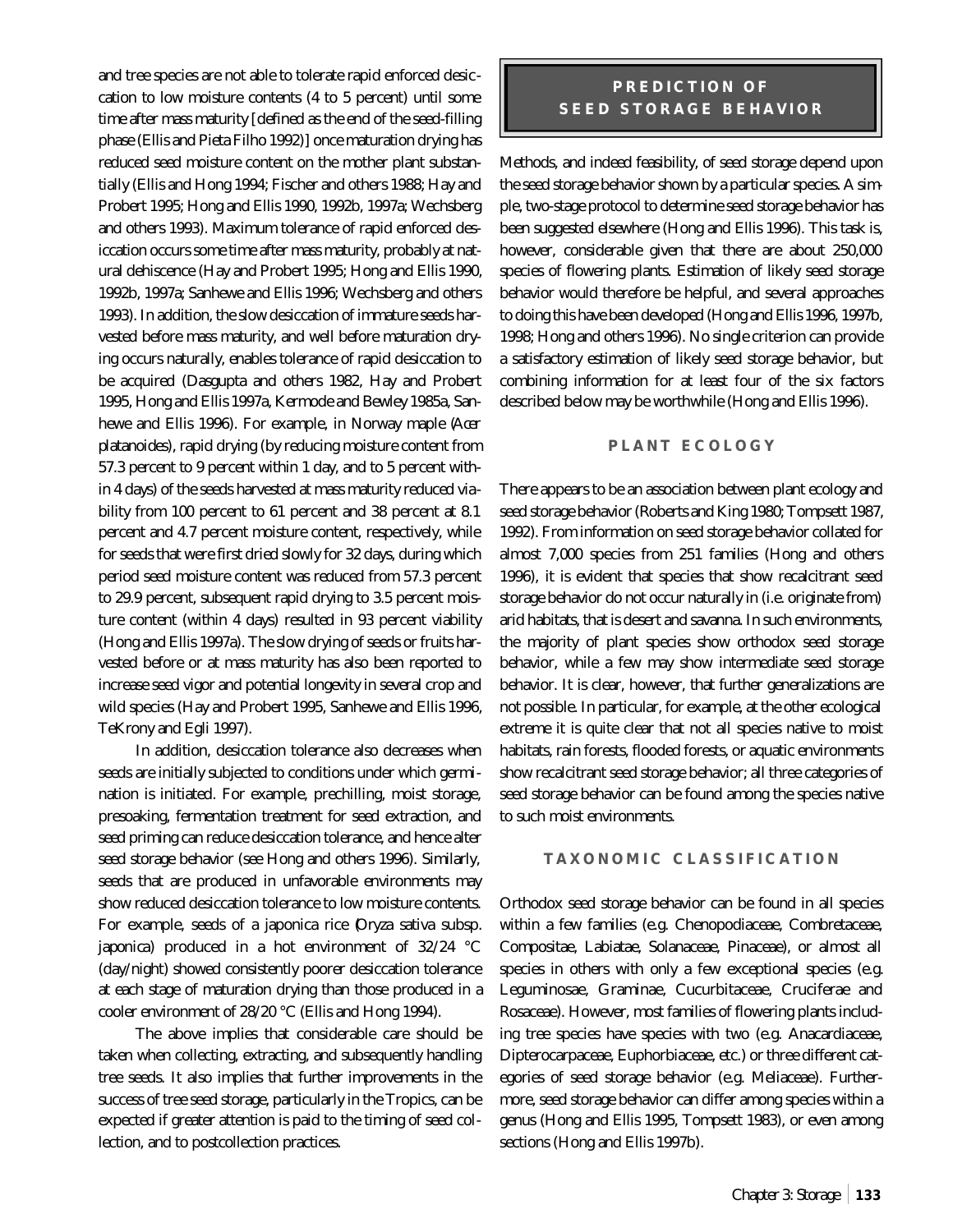and tree species are not able to tolerate rapid enforced desiccation to low moisture contents (4 to 5 percent) until some time after mass maturity [defined as the end of the seed-filling phase (Ellis and Pieta Filho 1992)] once maturation drying has reduced seed moisture content on the mother plant substantially (Ellis and Hong 1994; Fischer and others 1988; Hay and Probert 1995; Hong and Ellis 1990, 1992b, 1997a; Wechsberg and others 1993). Maximum tolerance of rapid enforced desiccation occurs some time after mass maturity, probably at natural dehiscence (Hay and Probert 1995; Hong and Ellis 1990, 1992b, 1997a; Sanhewe and Ellis 1996; Wechsberg and others 1993). In addition, the slow desiccation of immature seeds harvested before mass maturity, and well before maturation drying occurs naturally, enables tolerance of rapid desiccation to be acquired (Dasgupta and others 1982, Hay and Probert 1995, Hong and Ellis 1997a, Kermode and Bewley 1985a, Sanhewe and Ellis 1996). For example, in Norway maple (*Acer platanoides*), rapid drying (by reducing moisture content from 57.3 percent to 9 percent within 1 day, and to 5 percent within 4 days) of the seeds harvested at mass maturity reduced viability from 100 percent to 61 percent and 38 percent at 8.1 percent and 4.7 percent moisture content, respectively, while for seeds that were first dried slowly for 32 days, during which period seed moisture content was reduced from 57.3 percent to 29.9 percent, subsequent rapid drying to 3.5 percent moisture content (within 4 days) resulted in 93 percent viability (Hong and Ellis 1997a). The slow drying of seeds or fruits harvested before or at mass maturity has also been reported to increase seed vigor and potential longevity in several crop and wild species (Hay and Probert 1995, Sanhewe and Ellis 1996, TeKrony and Egli 1997).

In addition, desiccation tolerance also decreases when seeds are initially subjected to conditions under which germination is initiated. For example, prechilling, moist storage, presoaking, fermentation treatment for seed extraction, and seed priming can reduce desiccation tolerance, and hence alter seed storage behavior (see Hong and others 1996). Similarly, seeds that are produced in unfavorable environments may show reduced desiccation tolerance to low moisture contents. For example, seeds of a japonica rice (*Oryza sativa* subsp. *japonica*) produced in a hot environment of 32/24 °C (day/night) showed consistently poorer desiccation tolerance at each stage of maturation drying than those produced in a cooler environment of 28/20 °C (Ellis and Hong 1994).

The above implies that considerable care should be taken when collecting, extracting, and subsequently handling tree seeds. It also implies that further improvements in the success of tree seed storage, particularly in the Tropics, can be expected if greater attention is paid to the timing of seed collection, and to postcollection practices.

## PREDICTION OF SEED STORAGE BEHAVIOR

Methods, and indeed feasibility, of seed storage depend upon the seed storage behavior shown by a particular species. A simple, two-stage protocol to determine seed storage behavior has been suggested elsewhere (Hong and Ellis 1996). This task is, however, considerable given that there are about 250,000 species of flowering plants. Estimation of likely seed storage behavior would therefore be helpful, and several approaches to doing this have been developed (Hong and Ellis 1996, 1997b, 1998; Hong and others 1996). No single criterion can provide a satisfactory estimation of likely seed storage behavior, but combining information for at least four of the six factors described below may be worthwhile (Hong and Ellis 1996).

### PLANT ECOLOGY

There appears to be an association between plant ecology and seed storage behavior (Roberts and King 1980; Tompsett 1987, 1992). From information on seed storage behavior collated for almost 7,000 species from 251 families (Hong and others 1996), it is evident that species that show recalcitrant seed storage behavior do not occur naturally in (i.e. originate from) arid habitats, that is desert and savanna. In such environments, the majority of plant species show orthodox seed storage behavior, while a few may show intermediate seed storage behavior. It is clear, however, that further generalizations are not possible. In particular, for example, at the other ecological extreme it is quite clear that not all species native to moist habitats, rain forests, flooded forests, or aquatic environments show recalcitrant seed storage behavior; all three categories of seed storage behavior can be found among the species native to such moist environments.

### TAXONOMIC CLASSIFICATION

Orthodox seed storage behavior can be found in all species within a few families (e.g. Chenopodiaceae, Combretaceae, Compositae, Labiatae, Solanaceae, Pinaceae), or almost all species in others with only a few exceptional species (e.g. Leguminosae, Graminae, Cucurbitaceae, Cruciferae and Rosaceae). However, most families of flowering plants including tree species have species with two (e.g. Anacardiaceae, Dipterocarpaceae, Euphorbiaceae, etc.) or three different categories of seed storage behavior (e.g. Meliaceae). Furthermore, seed storage behavior can differ among species within a genus (Hong and Ellis 1995, Tompsett 1983), or even among sections (Hong and Ellis 1997b).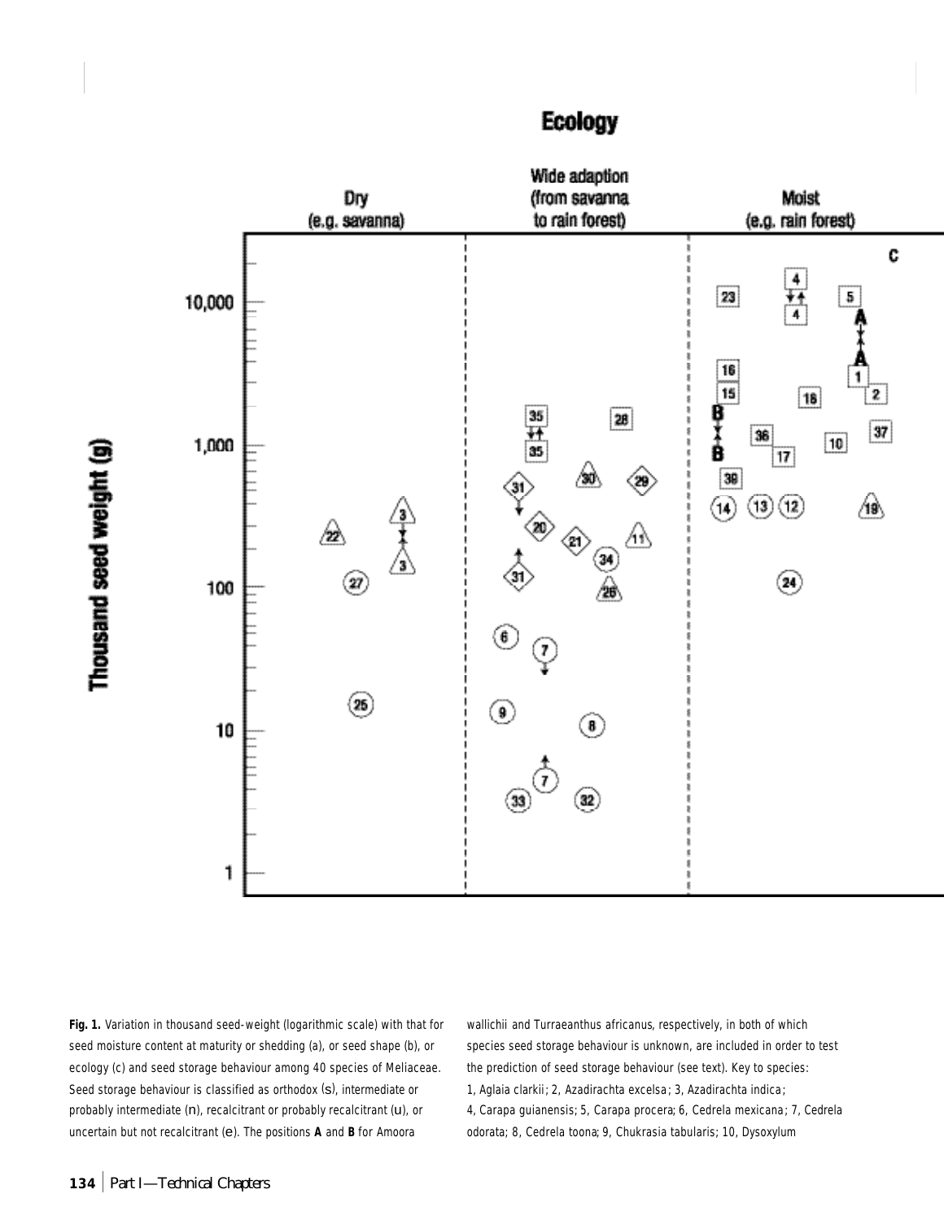**Fig. 1.** Variation in thousand seed-weight (logarithmic scale) with that for seed moisture content at maturity or shedding (a), or seed shape (b), or ecology (c) and seed storage behaviour among 40 species of Meliaceae. Seed storage behaviour is classified as orthodox (s), intermediate or probably intermediate (n), recalcitrant or probably recalcitrant (u), or uncertain but not recalcitrant (e). The positions **A** and **B** for Amoora wallichii and Turraeanthus africanus, respectively, in both of which species seed storage behaviour is unknown, are included in order to test the prediction of seed storage behaviour (see text). Key to species: 1, Aglaia clarkii; 2, Azadirachta excelsa; 3, Azadirachta indica; 4, Carapa guianensis; 5, Carapa procera; 6, Cedrela mexicana; 7, Cedrela odorata; 8, Cedrela toona; 9, Chukrasia tabularis; 10, Dysoxylum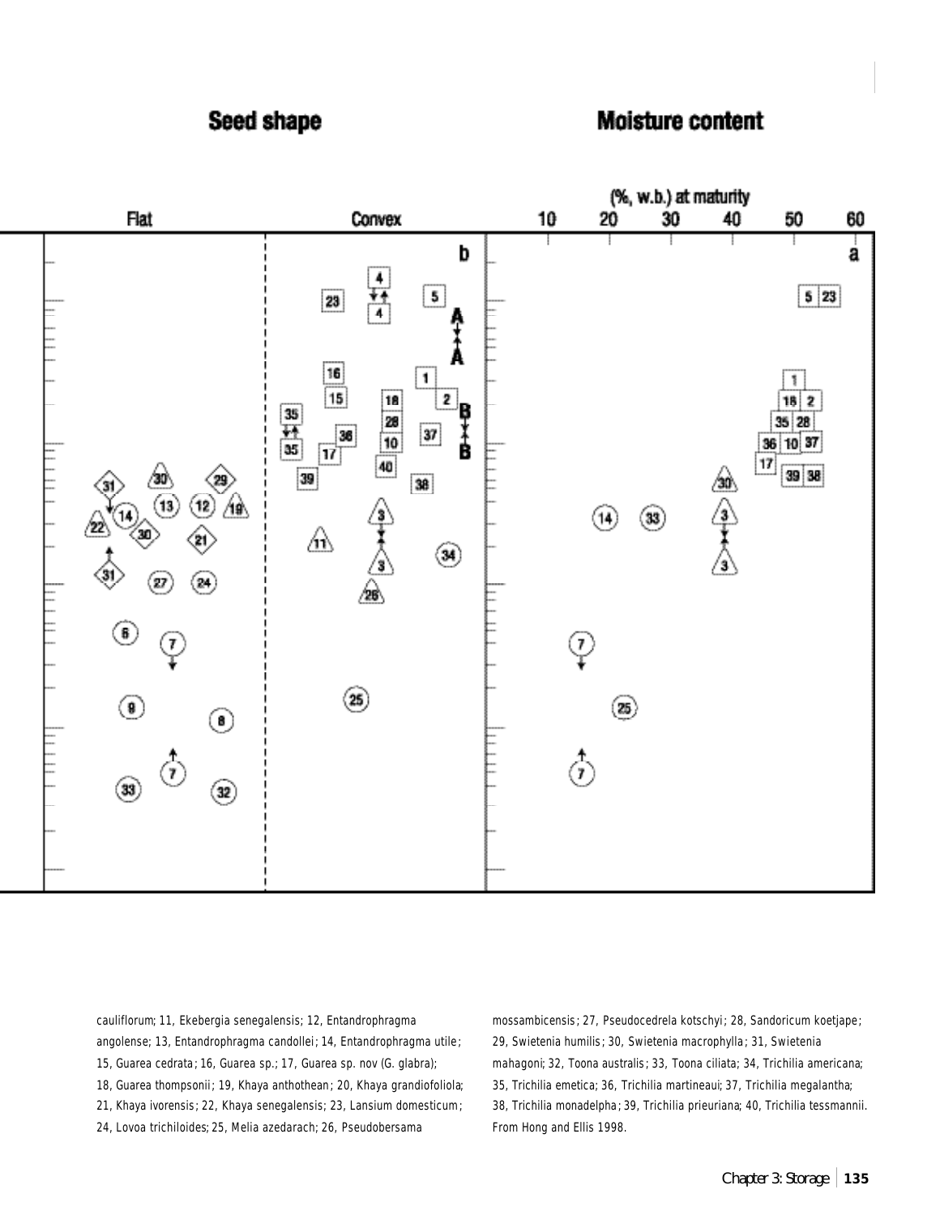## Seed shape

## Moisture content

(%, w.b.) at maturity

Flat | Convex | 10 20 30 40 50 60

b | a

cauliflorum; 11, Ekebergia senegalensis; 12, Entandrophragma angolense; 13, Entandrophragma candollei; 14, Entandrophragma utile; 15, Guarea cedrata; 16, Guarea sp.; 17, Guarea sp. nov (G. glabra); 18, Guarea thompsonii; 19, Khaya anthothean; 20, Khaya grandiofoliola; 21, Khaya ivorensis; 22, Khaya senegalensis; 23, Lansium domesticum; 24, Lovoa trichiloides; 25, Melia azedarach; 26, Pseudobersama mossambicensis; 27, Pseudocedrela kotschyi; 28, Sandoricum koetjape; 29, Swietenia humilis; 30, Swietenia macrophylla; 31, Swietenia mahagoni; 32, Toona australis; 33, Toona ciliata; 34, Trichilia americana; 35, Trichilia emetica; 36, Trichilia martineaui; 37, Trichilia megalantha; 38, Trichilia monadelpha; 39, Trichilia prieuriana; 40, Trichilia tessmannii. From Hong and Ellis 1998.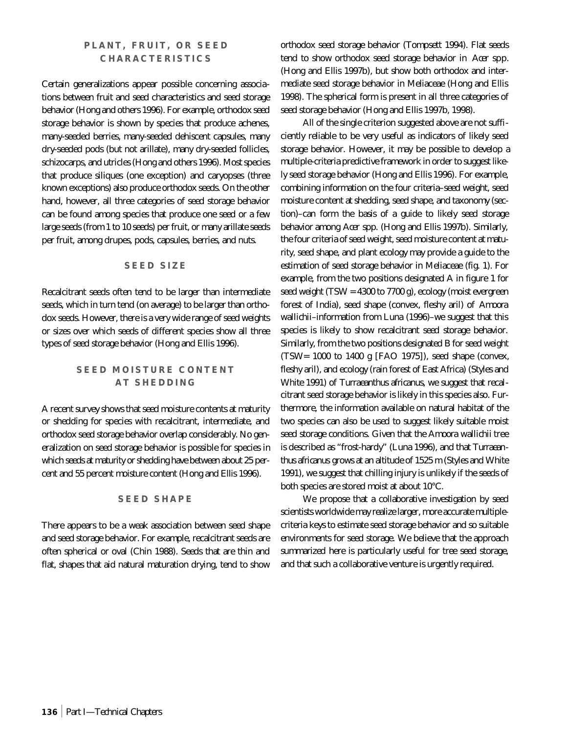## PLANT, FRUIT, OR SEED CHARACTERISTICS

Certain generalizations appear possible concerning associations between fruit and seed characteristics and seed storage behavior (Hong and others 1996). For example, orthodox seed storage behavior is shown by species that produce achenes, many-seeded berries, many-seeded dehiscent capsules, many dry-seeded pods (but not arillate), many dry-seeded follicles, schizocarps, and utricles (Hong and others 1996). Most species that produce siliques (one exception) and caryopses (three known exceptions) also produce orthodox seeds. On the other hand, however, all three categories of seed storage behavior can be found among species that produce one seed or a few large seeds (from 1 to 10 seeds) per fruit, or many arillate seeds per fruit, among drupes, pods, capsules, berries, and nuts.

## SEED SIZE

Recalcitrant seeds often tend to be larger than intermediate seeds, which in turn tend (on average) to be larger than orthodox seeds. However, there is a very wide range of seed weights or sizes over which seeds of different species show all three types of seed storage behavior (Hong and Ellis 1996).

## SEED MOISTURE CONTENT AT SHEDDING

A recent survey shows that seed moisture contents at maturity or shedding for species with recalcitrant, intermediate, and orthodox seed storage behavior overlap considerably. No generalization on seed storage behavior is possible for species in which seeds at maturity or shedding have between about 25 percent and 55 percent moisture content (Hong and Ellis 1996).

## SEED SHAPE

There appears to be a weak association between seed shape and seed storage behavior. For example, recalcitrant seeds are often spherical or oval (Chin 1988). Seeds that are thin and flat, shapes that aid natural maturation drying, tend to show orthodox seed storage behavior (Tompsett 1994). Flat seeds tend to show orthodox seed storage behavior in *Acer* spp. (Hong and Ellis 1997b), but show both orthodox and intermediate seed storage behavior in Meliaceae (Hong and Ellis 1998). The spherical form is present in all three categories of seed storage behavior (Hong and Ellis 1997b, 1998).

All of the single criterion suggested above are not sufficiently reliable to be very useful as indicators of likely seed storage behavior. However, it may be possible to develop a multiple-criteria predictive framework in order to suggest likely seed storage behavior (Hong and Ellis 1996). For example, combining information on the four criteria–seed weight, seed moisture content at shedding, seed shape, and taxonomy (section)–can form the basis of a guide to likely seed storage behavior among *Acer* spp. (Hong and Ellis 1997b). Similarly, the four criteria of seed weight, seed moisture content at maturity, seed shape, and plant ecology may provide a guide to the estimation of seed storage behavior in Meliaceae (fig. 1). For example, from the two positions designated A in figure 1 for seed weight (TSW = 4300 to 7700 g), ecology (moist evergreen forest of India), seed shape (convex, fleshy aril) of *Amoora wallichii*–information from Luna (1996)–we suggest that this species is likely to show recalcitrant seed storage behavior. Similarly, from the two positions designated B for seed weight (TSW= 1000 to 1400 g [FAO 1975]), seed shape (convex, fleshy aril), and ecology (rain forest of East Africa) (Styles and White 1991) of *Turraeanthus africanus*, we suggest that recalcitrant seed storage behavior is likely in this species also. Furthermore, the information available on natural habitat of the two species can also be used to suggest likely suitable moist seed storage conditions. Given that the *Amoora wallichii* tree is described as "frost-hardy" (Luna 1996), and that *Turraeanthus africanus* grows at an altitude of 1525 m (Styles and White 1991), we suggest that chilling injury is unlikely if the seeds of both species are stored moist at about 10°C.

We propose that a collaborative investigation by seed scientists worldwide may realize larger, more accurate multiple-criteria keys to estimate seed storage behavior and so suitable environments for seed storage. We believe that the approach summarized here is particularly useful for tree seed storage, and that such a collaborative venture is urgently required.